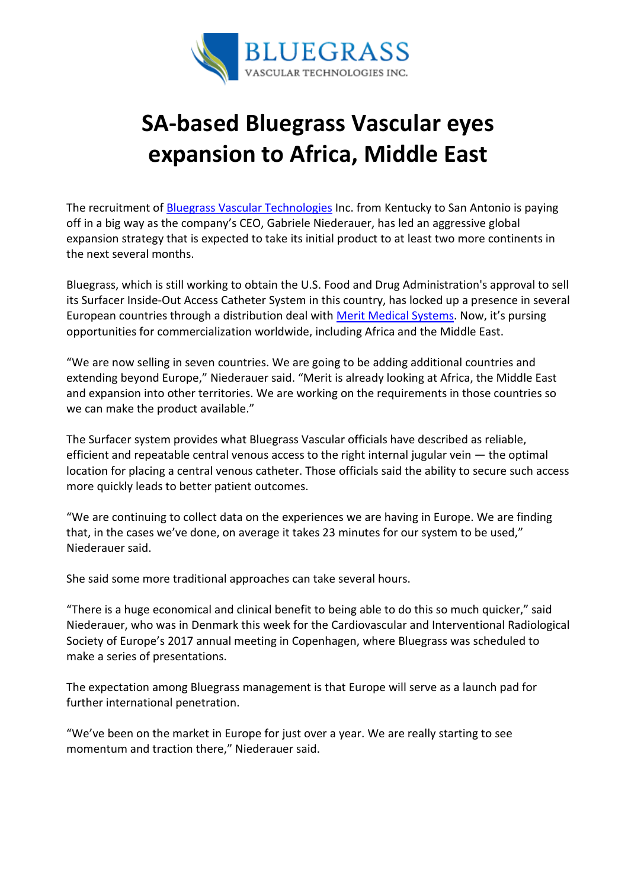# SA-based Bluegrass Vascular eyes expansion to Africa, Middle East

The recruitment of Bluegrass Vascular Technologies Inc. from Kentucky to San Antonio is paying off in a big way as the company's CEO, Gabriele Niederauer, has led an aggressive global expansion strategy that is expected to take its initial product to at least two more continents in the next several months.

Bluegrass, which is still working to obtain the U.S. Food and Drug Administration's approval to sell its Surfacer Inside-Out Access Catheter System in this country, has locked up a presence in several European countries through a distribution deal with Merit Medical Systems. Now, it's pursing opportunities for commercialization worldwide, including Africa and the Middle East.

"We are now selling in seven countries. We are going to be adding additional countries and extending beyond Europe," Niederauer said. "Merit is already looking at Africa, the Middle East and expansion into other territories. We are working on the requirements in those countries so we can make the product available."

The Surfacer system provides what Bluegrass Vascular officials have described as reliable, efficient and repeatable central venous access to the right internal jugular vein — the optimal location for placing a central venous catheter. Those officials said the ability to secure such access more quickly leads to better patient outcomes.

"We are continuing to collect data on the experiences we are having in Europe. We are finding that, in the cases we've done, on average it takes 23 minutes for our system to be used," Niederauer said.

She said some more traditional approaches can take several hours.

"There is a huge economical and clinical benefit to being able to do this so much quicker," said Niederauer, who was in Denmark this week for the Cardiovascular and Interventional Radiological Society of Europe's 2017 annual meeting in Copenhagen, where Bluegrass was scheduled to make a series of presentations.

The expectation among Bluegrass management is that Europe will serve as a launch pad for further international penetration.

"We've been on the market in Europe for just over a year. We are really starting to see momentum and traction there," Niederauer said.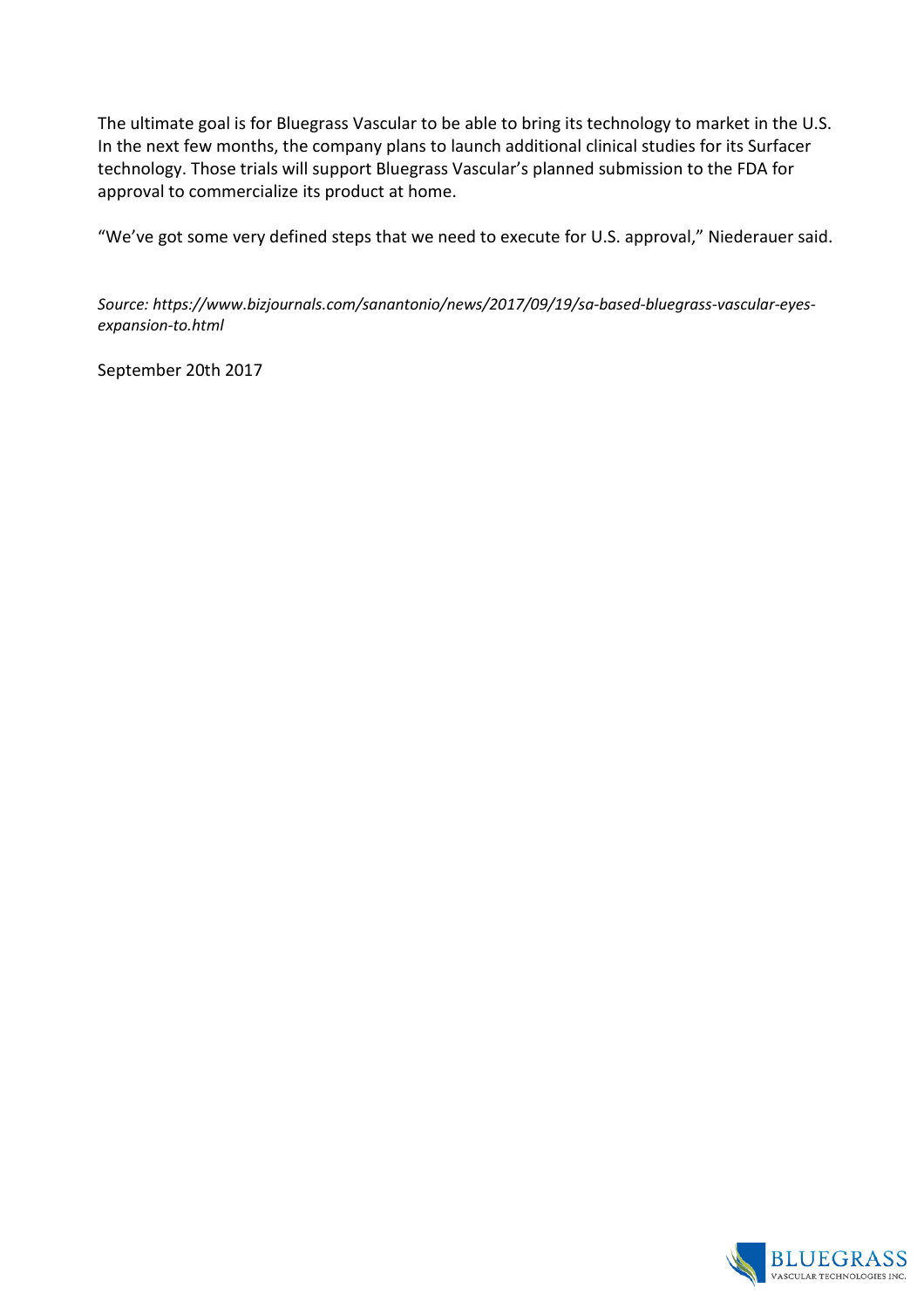The ultimate goal is for Bluegrass Vascular to be able to bring its technology to market in the U.S. In the next few months, the company plans to launch additional clinical studies for its Surfacer technology. Those trials will support Bluegrass Vascular's planned submission to the FDA for approval to commercialize its product at home.

"We've got some very defined steps that we need to execute for U.S. approval," Niederauer said.

*Source: https://www.bizjournals.com/sanantonio/news/2017/09/19/sa-based-bluegrass-vascular-eyes-expansion-to.html*

September 20th 2017